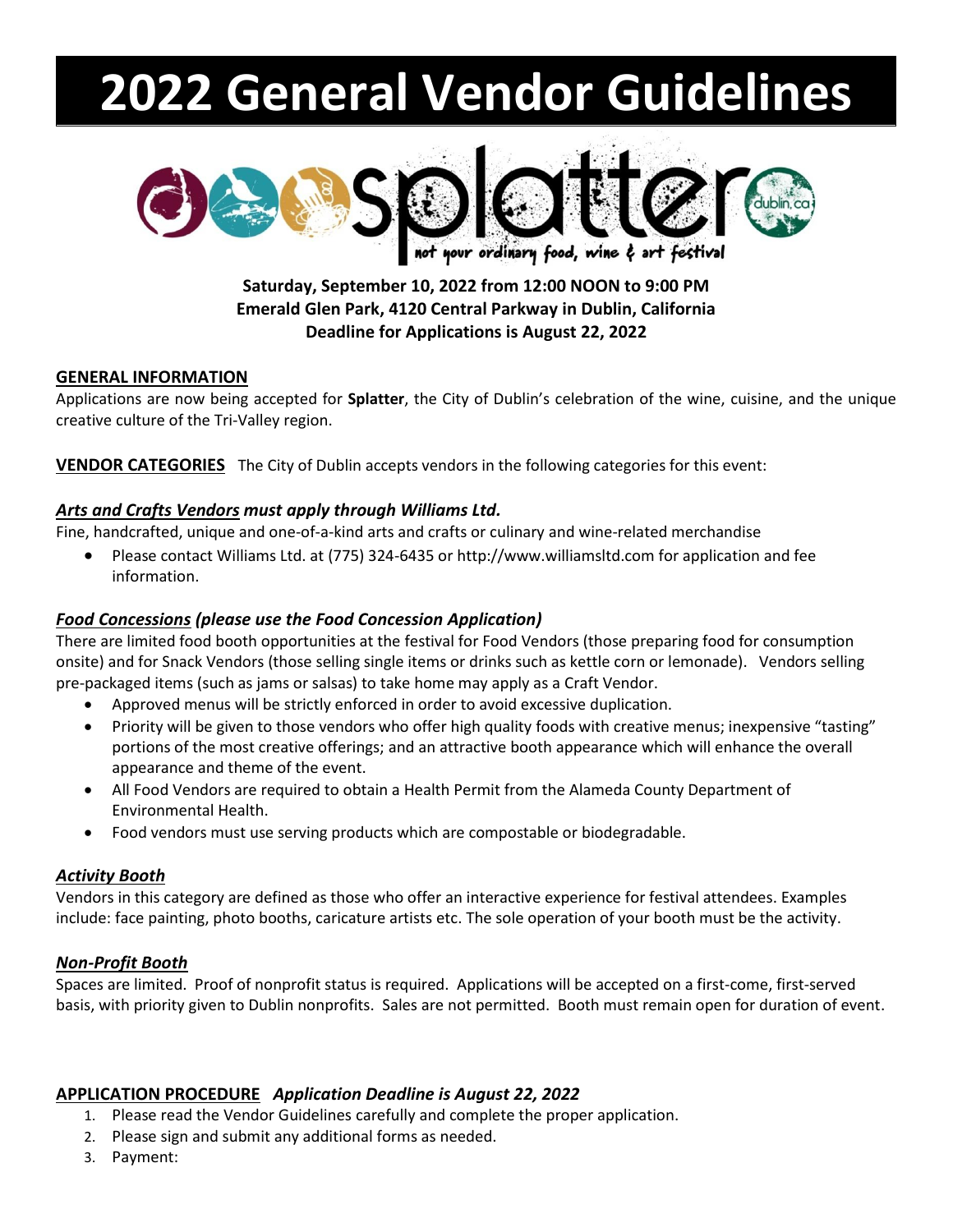# 2022 General Vendor Guidelines

splatter — not your ordinary food, wine & art festival

**Saturday, September 10, 2022 from 12:00 NOON to 9:00 PM**
**Emerald Glen Park, 4120 Central Parkway in Dublin, California**
**Deadline for Applications is August 22, 2022**

## GENERAL INFORMATION

Applications are now being accepted for **Splatter**, the City of Dublin's celebration of the wine, cuisine, and the unique creative culture of the Tri-Valley region.

**VENDOR CATEGORIES** The City of Dublin accepts vendors in the following categories for this event:

### *Arts and Crafts Vendors must apply through Williams Ltd.*

Fine, handcrafted, unique and one-of-a-kind arts and crafts or culinary and wine-related merchandise

- Please contact Williams Ltd. at (775) 324-6435 or http://www.williamsltd.com for application and fee information.

### *Food Concessions (please use the Food Concession Application)*

There are limited food booth opportunities at the festival for Food Vendors (those preparing food for consumption onsite) and for Snack Vendors (those selling single items or drinks such as kettle corn or lemonade). Vendors selling pre-packaged items (such as jams or salsas) to take home may apply as a Craft Vendor.

- Approved menus will be strictly enforced in order to avoid excessive duplication.
- Priority will be given to those vendors who offer high quality foods with creative menus; inexpensive "tasting" portions of the most creative offerings; and an attractive booth appearance which will enhance the overall appearance and theme of the event.
- All Food Vendors are required to obtain a Health Permit from the Alameda County Department of Environmental Health.
- Food vendors must use serving products which are compostable or biodegradable.

### *Activity Booth*

Vendors in this category are defined as those who offer an interactive experience for festival attendees. Examples include: face painting, photo booths, caricature artists etc. The sole operation of your booth must be the activity.

### *Non-Profit Booth*

Spaces are limited. Proof of nonprofit status is required. Applications will be accepted on a first-come, first-served basis, with priority given to Dublin nonprofits. Sales are not permitted. Booth must remain open for duration of event.

## APPLICATION PROCEDURE *Application Deadline is August 22, 2022*

1. Please read the Vendor Guidelines carefully and complete the proper application.
2. Please sign and submit any additional forms as needed.
3. Payment: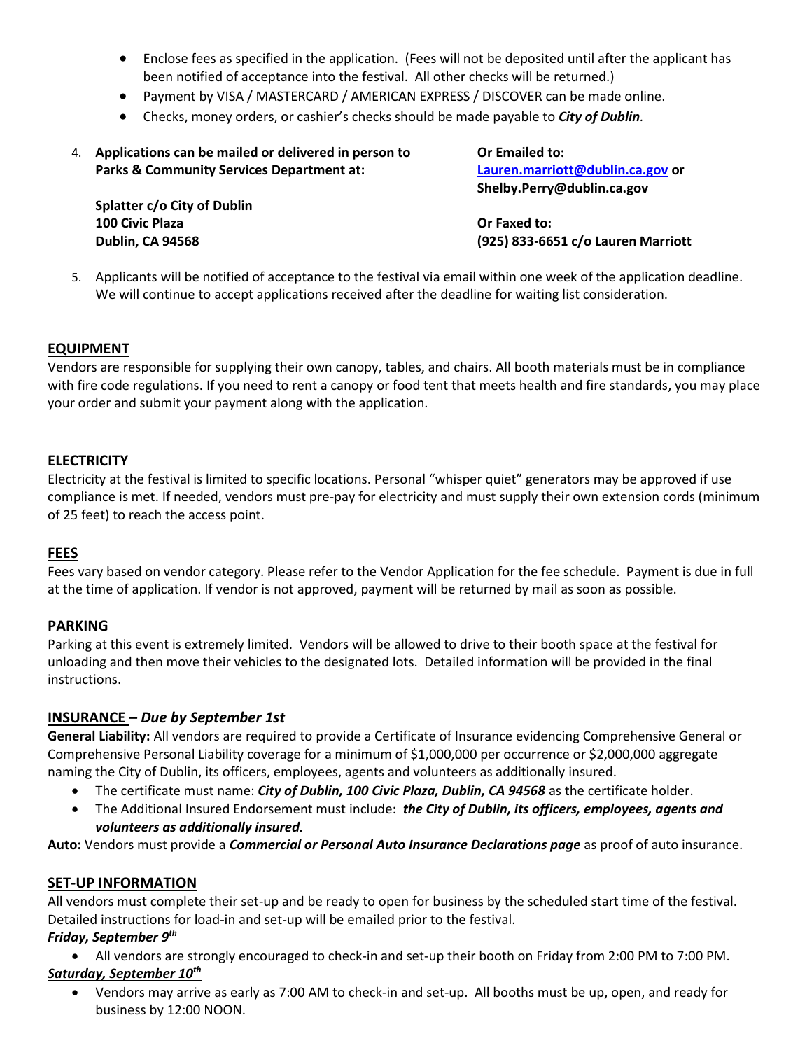- Enclose fees as specified in the application. (Fees will not be deposited until after the applicant has been notified of acceptance into the festival. All other checks will be returned.)
- Payment by VISA / MASTERCARD / AMERICAN EXPRESS / DISCOVER can be made online.
- Checks, money orders, or cashier's checks should be made payable to ***City of Dublin***.

4. **Applications can be mailed or delivered in person to Parks & Community Services Department at:**

   **Splatter c/o City of Dublin**
   **100 Civic Plaza**
   **Dublin, CA 94568**

   **Or Emailed to:**
   **[Lauren.marriott@dublin.ca.gov](mailto:Lauren.marriott@dublin.ca.gov) or Shelby.Perry@dublin.ca.gov**

   **Or Faxed to:**
   **(925) 833-6651 c/o Lauren Marriott**

5. Applicants will be notified of acceptance to the festival via email within one week of the application deadline. We will continue to accept applications received after the deadline for waiting list consideration.

## EQUIPMENT

Vendors are responsible for supplying their own canopy, tables, and chairs. All booth materials must be in compliance with fire code regulations. If you need to rent a canopy or food tent that meets health and fire standards, you may place your order and submit your payment along with the application.

## ELECTRICITY

Electricity at the festival is limited to specific locations. Personal "whisper quiet" generators may be approved if use compliance is met. If needed, vendors must pre-pay for electricity and must supply their own extension cords (minimum of 25 feet) to reach the access point.

## FEES

Fees vary based on vendor category. Please refer to the Vendor Application for the fee schedule. Payment is due in full at the time of application. If vendor is not approved, payment will be returned by mail as soon as possible.

## PARKING

Parking at this event is extremely limited. Vendors will be allowed to drive to their booth space at the festival for unloading and then move their vehicles to the designated lots. Detailed information will be provided in the final instructions.

## INSURANCE – *Due by September 1st*

**General Liability:** All vendors are required to provide a Certificate of Insurance evidencing Comprehensive General or Comprehensive Personal Liability coverage for a minimum of $1,000,000 per occurrence or $2,000,000 aggregate naming the City of Dublin, its officers, employees, agents and volunteers as additionally insured.

- The certificate must name: ***City of Dublin, 100 Civic Plaza, Dublin, CA 94568*** as the certificate holder.
- The Additional Insured Endorsement must include: ***the City of Dublin, its officers, employees, agents and volunteers as additionally insured.***

**Auto:** Vendors must provide a ***Commercial or Personal Auto Insurance Declarations page*** as proof of auto insurance.

## SET-UP INFORMATION

All vendors must complete their set-up and be ready to open for business by the scheduled start time of the festival. Detailed instructions for load-in and set-up will be emailed prior to the festival.

***Friday, September 9th***

- All vendors are strongly encouraged to check-in and set-up their booth on Friday from 2:00 PM to 7:00 PM.

***Saturday, September 10th***

- Vendors may arrive as early as 7:00 AM to check-in and set-up. All booths must be up, open, and ready for business by 12:00 NOON.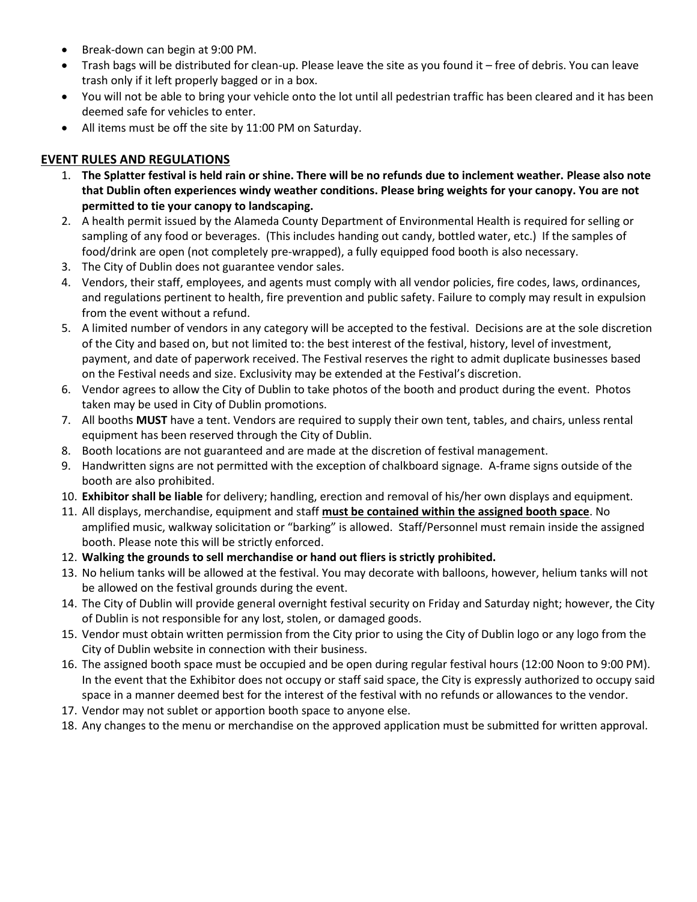- Break-down can begin at 9:00 PM.
- Trash bags will be distributed for clean-up. Please leave the site as you found it – free of debris. You can leave trash only if it left properly bagged or in a box.
- You will not be able to bring your vehicle onto the lot until all pedestrian traffic has been cleared and it has been deemed safe for vehicles to enter.
- All items must be off the site by 11:00 PM on Saturday.

## EVENT RULES AND REGULATIONS

1. **The Splatter festival is held rain or shine. There will be no refunds due to inclement weather. Please also note that Dublin often experiences windy weather conditions. Please bring weights for your canopy. You are not permitted to tie your canopy to landscaping.**
2. A health permit issued by the Alameda County Department of Environmental Health is required for selling or sampling of any food or beverages. (This includes handing out candy, bottled water, etc.) If the samples of food/drink are open (not completely pre-wrapped), a fully equipped food booth is also necessary.
3. The City of Dublin does not guarantee vendor sales.
4. Vendors, their staff, employees, and agents must comply with all vendor policies, fire codes, laws, ordinances, and regulations pertinent to health, fire prevention and public safety. Failure to comply may result in expulsion from the event without a refund.
5. A limited number of vendors in any category will be accepted to the festival. Decisions are at the sole discretion of the City and based on, but not limited to: the best interest of the festival, history, level of investment, payment, and date of paperwork received. The Festival reserves the right to admit duplicate businesses based on the Festival needs and size. Exclusivity may be extended at the Festival's discretion.
6. Vendor agrees to allow the City of Dublin to take photos of the booth and product during the event. Photos taken may be used in City of Dublin promotions.
7. All booths **MUST** have a tent. Vendors are required to supply their own tent, tables, and chairs, unless rental equipment has been reserved through the City of Dublin.
8. Booth locations are not guaranteed and are made at the discretion of festival management.
9. Handwritten signs are not permitted with the exception of chalkboard signage. A-frame signs outside of the booth are also prohibited.
10. **Exhibitor shall be liable** for delivery; handling, erection and removal of his/her own displays and equipment.
11. All displays, merchandise, equipment and staff <u>**must be contained within the assigned booth space**</u>. No amplified music, walkway solicitation or "barking" is allowed. Staff/Personnel must remain inside the assigned booth. Please note this will be strictly enforced.
12. **Walking the grounds to sell merchandise or hand out fliers is strictly prohibited.**
13. No helium tanks will be allowed at the festival. You may decorate with balloons, however, helium tanks will not be allowed on the festival grounds during the event.
14. The City of Dublin will provide general overnight festival security on Friday and Saturday night; however, the City of Dublin is not responsible for any lost, stolen, or damaged goods.
15. Vendor must obtain written permission from the City prior to using the City of Dublin logo or any logo from the City of Dublin website in connection with their business.
16. The assigned booth space must be occupied and be open during regular festival hours (12:00 Noon to 9:00 PM). In the event that the Exhibitor does not occupy or staff said space, the City is expressly authorized to occupy said space in a manner deemed best for the interest of the festival with no refunds or allowances to the vendor.
17. Vendor may not sublet or apportion booth space to anyone else.
18. Any changes to the menu or merchandise on the approved application must be submitted for written approval.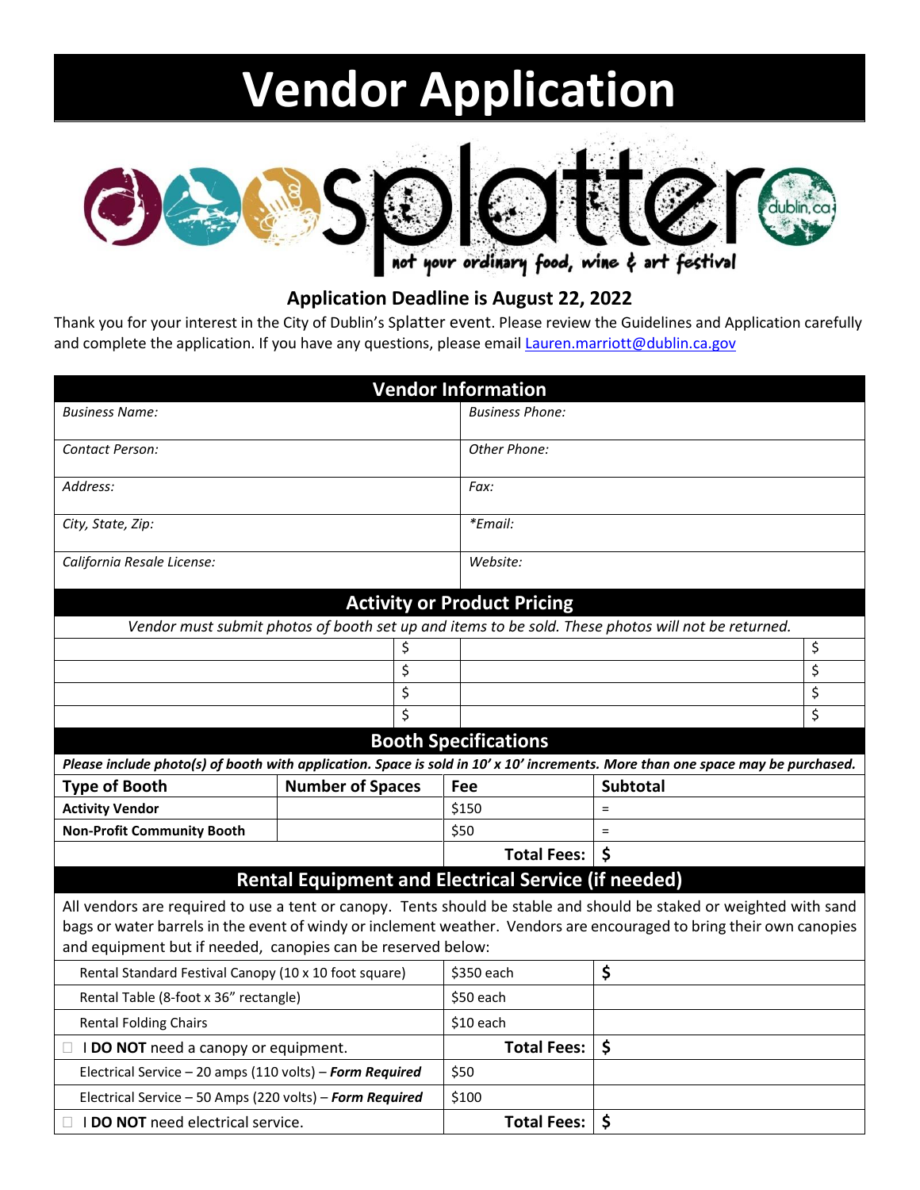# Vendor Application

splatter — not your ordinary food, wine & art festival — dublin.ca

### Application Deadline is August 22, 2022

Thank you for your interest in the City of Dublin's Splatter event. Please review the Guidelines and Application carefully and complete the application. If you have any questions, please email Lauren.marriott@dublin.ca.gov

## Vendor Information

| | |
|---|---|
| *Business Name:* | *Business Phone:* |
| *Contact Person:* | *Other Phone:* |
| *Address:* | *Fax:* |
| *City, State, Zip:* | **Email:* |
| *California Resale License:* | *Website:* |

## Activity or Product Pricing

*Vendor must submit photos of booth set up and items to be sold. These photos will not be returned.*

| | | | |
|---|---|---|---|
| | $ | | $ |
| | $ | | $ |
| | $ | | $ |
| | $ | | $ |

## Booth Specifications

***Please include photo(s) of booth with application. Space is sold in 10' x 10' increments. More than one space may be purchased.***

| Type of Booth | Number of Spaces | Fee | Subtotal |
|---|---|---|---|
| **Activity Vendor** | | $150 | = |
| **Non-Profit Community Booth** | | $50 | = |
| | | **Total Fees:** | **$** |

## Rental Equipment and Electrical Service (if needed)

All vendors are required to use a tent or canopy. Tents should be stable and should be staked or weighted with sand bags or water barrels in the event of windy or inclement weather. Vendors are encouraged to bring their own canopies and equipment but if needed, canopies can be reserved below:

| | | |
|---|---|---|
| Rental Standard Festival Canopy (10 x 10 foot square) | $350 each | **$** |
| Rental Table (8-foot x 36" rectangle) | $50 each | |
| Rental Folding Chairs | $10 each | |
| ☐ I **DO NOT** need a canopy or equipment. | **Total Fees:** | **$** |
| Electrical Service – 20 amps (110 volts) – ***Form Required*** | $50 | |
| Electrical Service – 50 Amps (220 volts) – ***Form Required*** | $100 | |
| ☐ I **DO NOT** need electrical service. | **Total Fees:** | **$** |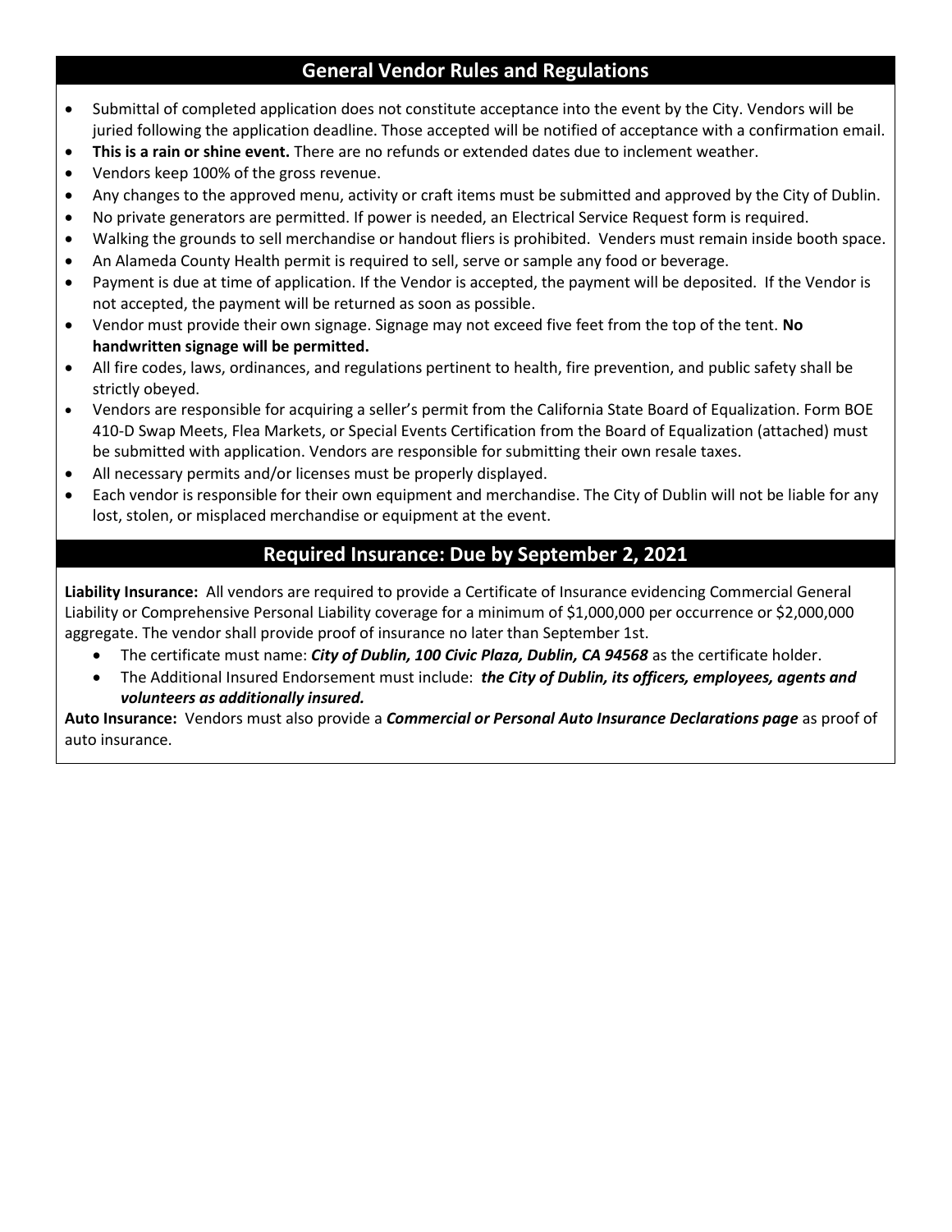## General Vendor Rules and Regulations

- Submittal of completed application does not constitute acceptance into the event by the City. Vendors will be juried following the application deadline. Those accepted will be notified of acceptance with a confirmation email.
- **This is a rain or shine event.** There are no refunds or extended dates due to inclement weather.
- Vendors keep 100% of the gross revenue.
- Any changes to the approved menu, activity or craft items must be submitted and approved by the City of Dublin.
- No private generators are permitted. If power is needed, an Electrical Service Request form is required.
- Walking the grounds to sell merchandise or handout fliers is prohibited. Venders must remain inside booth space.
- An Alameda County Health permit is required to sell, serve or sample any food or beverage.
- Payment is due at time of application. If the Vendor is accepted, the payment will be deposited. If the Vendor is not accepted, the payment will be returned as soon as possible.
- Vendor must provide their own signage. Signage may not exceed five feet from the top of the tent. **No handwritten signage will be permitted.**
- All fire codes, laws, ordinances, and regulations pertinent to health, fire prevention, and public safety shall be strictly obeyed.
- Vendors are responsible for acquiring a seller's permit from the California State Board of Equalization. Form BOE 410-D Swap Meets, Flea Markets, or Special Events Certification from the Board of Equalization (attached) must be submitted with application. Vendors are responsible for submitting their own resale taxes.
- All necessary permits and/or licenses must be properly displayed.
- Each vendor is responsible for their own equipment and merchandise. The City of Dublin will not be liable for any lost, stolen, or misplaced merchandise or equipment at the event.

## Required Insurance: Due by September 2, 2021

**Liability Insurance:** All vendors are required to provide a Certificate of Insurance evidencing Commercial General Liability or Comprehensive Personal Liability coverage for a minimum of $1,000,000 per occurrence or $2,000,000 aggregate. The vendor shall provide proof of insurance no later than September 1st.

- The certificate must name: ***City of Dublin, 100 Civic Plaza, Dublin, CA 94568*** as the certificate holder.
- The Additional Insured Endorsement must include: ***the City of Dublin, its officers, employees, agents and volunteers as additionally insured.***

**Auto Insurance:** Vendors must also provide a ***Commercial or Personal Auto Insurance Declarations page*** as proof of auto insurance.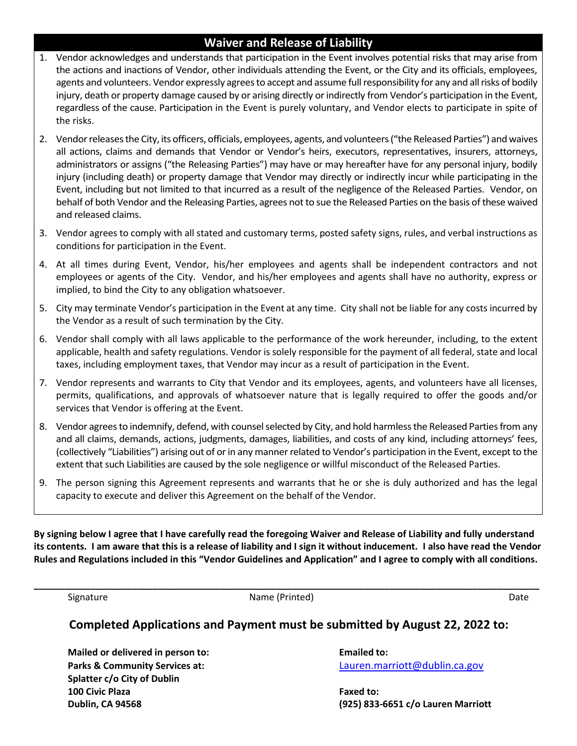## Waiver and Release of Liability

1. Vendor acknowledges and understands that participation in the Event involves potential risks that may arise from the actions and inactions of Vendor, other individuals attending the Event, or the City and its officials, employees, agents and volunteers. Vendor expressly agrees to accept and assume full responsibility for any and all risks of bodily injury, death or property damage caused by or arising directly or indirectly from Vendor's participation in the Event, regardless of the cause. Participation in the Event is purely voluntary, and Vendor elects to participate in spite of the risks.
2. Vendor releases the City, its officers, officials, employees, agents, and volunteers ("the Released Parties") and waives all actions, claims and demands that Vendor or Vendor's heirs, executors, representatives, insurers, attorneys, administrators or assigns ("the Releasing Parties") may have or may hereafter have for any personal injury, bodily injury (including death) or property damage that Vendor may directly or indirectly incur while participating in the Event, including but not limited to that incurred as a result of the negligence of the Released Parties. Vendor, on behalf of both Vendor and the Releasing Parties, agrees not to sue the Released Parties on the basis of these waived and released claims.
3. Vendor agrees to comply with all stated and customary terms, posted safety signs, rules, and verbal instructions as conditions for participation in the Event.
4. At all times during Event, Vendor, his/her employees and agents shall be independent contractors and not employees or agents of the City. Vendor, and his/her employees and agents shall have no authority, express or implied, to bind the City to any obligation whatsoever.
5. City may terminate Vendor's participation in the Event at any time. City shall not be liable for any costs incurred by the Vendor as a result of such termination by the City.
6. Vendor shall comply with all laws applicable to the performance of the work hereunder, including, to the extent applicable, health and safety regulations. Vendor is solely responsible for the payment of all federal, state and local taxes, including employment taxes, that Vendor may incur as a result of participation in the Event.
7. Vendor represents and warrants to City that Vendor and its employees, agents, and volunteers have all licenses, permits, qualifications, and approvals of whatsoever nature that is legally required to offer the goods and/or services that Vendor is offering at the Event.
8. Vendor agrees to indemnify, defend, with counsel selected by City, and hold harmless the Released Parties from any and all claims, demands, actions, judgments, damages, liabilities, and costs of any kind, including attorneys' fees, (collectively "Liabilities") arising out of or in any manner related to Vendor's participation in the Event, except to the extent that such Liabilities are caused by the sole negligence or willful misconduct of the Released Parties.
9. The person signing this Agreement represents and warrants that he or she is duly authorized and has the legal capacity to execute and deliver this Agreement on the behalf of the Vendor.

**By signing below I agree that I have carefully read the foregoing Waiver and Release of Liability and fully understand its contents. I am aware that this is a release of liability and I sign it without inducement. I also have read the Vendor Rules and Regulations included in this "Vendor Guidelines and Application" and I agree to comply with all conditions.**

\_\_\_\_\_\_\_\_\_\_\_\_\_\_\_\_\_\_\_\_\_\_\_\_\_\_\_\_\_\_\_\_\_\_\_\_\_\_\_\_\_\_\_\_\_\_\_\_\_\_\_\_\_\_\_\_\_\_\_\_\_\_\_\_\_\_\_\_\_\_\_\_

Signature | Name (Printed) | Date

## Completed Applications and Payment must be submitted by August 22, 2022 to:

**Mailed or delivered in person to:**
**Parks & Community Services at:**
**Splatter c/o City of Dublin**
**100 Civic Plaza**
**Dublin, CA 94568**

**Emailed to:**
Lauren.marriott@dublin.ca.gov

**Faxed to:**
**(925) 833-6651 c/o Lauren Marriott**